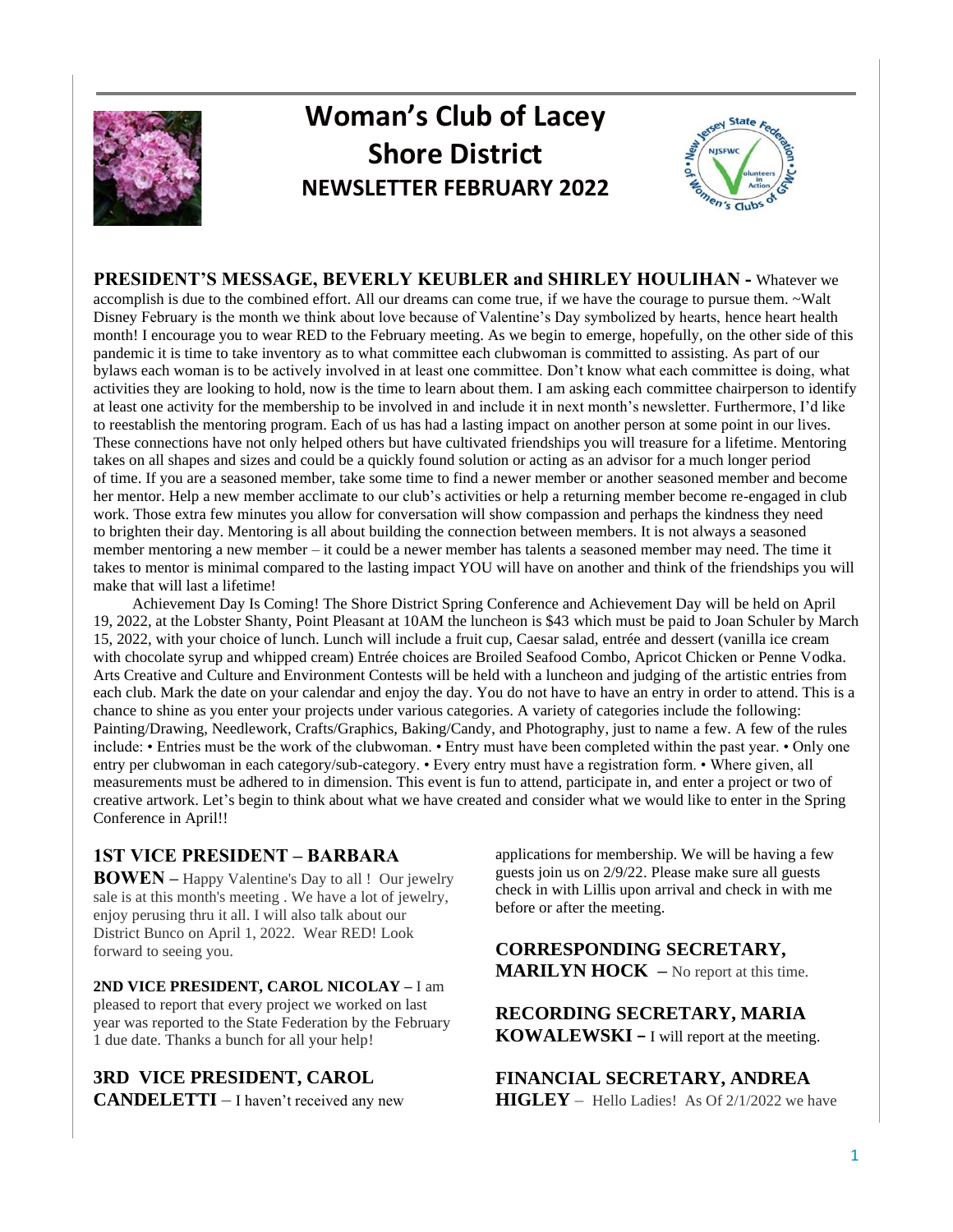# Woman's Club of Lacey
## Shore District
### NEWSLETTER FEBRUARY 2022

**PRESIDENT'S MESSAGE, BEVERLY KEUBLER and SHIRLEY HOULIHAN -** Whatever we accomplish is due to the combined effort. All our dreams can come true, if we have the courage to pursue them. ~Walt Disney February is the month we think about love because of Valentine's Day symbolized by hearts, hence heart health month! I encourage you to wear RED to the February meeting. As we begin to emerge, hopefully, on the other side of this pandemic it is time to take inventory as to what committee each clubwoman is committed to assisting. As part of our bylaws each woman is to be actively involved in at least one committee. Don't know what each committee is doing, what activities they are looking to hold, now is the time to learn about them. I am asking each committee chairperson to identify at least one activity for the membership to be involved in and include it in next month's newsletter. Furthermore, I'd like to reestablish the mentoring program. Each of us has had a lasting impact on another person at some point in our lives. These connections have not only helped others but have cultivated friendships you will treasure for a lifetime. Mentoring takes on all shapes and sizes and could be a quickly found solution or acting as an advisor for a much longer period of time. If you are a seasoned member, take some time to find a newer member or another seasoned member and become her mentor. Help a new member acclimate to our club's activities or help a returning member become re-engaged in club work. Those extra few minutes you allow for conversation will show compassion and perhaps the kindness they need to brighten their day. Mentoring is all about building the connection between members. It is not always a seasoned member mentoring a new member – it could be a newer member has talents a seasoned member may need. The time it takes to mentor is minimal compared to the lasting impact YOU will have on another and think of the friendships you will make that will last a lifetime!

Achievement Day Is Coming! The Shore District Spring Conference and Achievement Day will be held on April 19, 2022, at the Lobster Shanty, Point Pleasant at 10AM the luncheon is $43 which must be paid to Joan Schuler by March 15, 2022, with your choice of lunch. Lunch will include a fruit cup, Caesar salad, entrée and dessert (vanilla ice cream with chocolate syrup and whipped cream) Entrée choices are Broiled Seafood Combo, Apricot Chicken or Penne Vodka. Arts Creative and Culture and Environment Contests will be held with a luncheon and judging of the artistic entries from each club. Mark the date on your calendar and enjoy the day. You do not have to have an entry in order to attend. This is a chance to shine as you enter your projects under various categories. A variety of categories include the following: Painting/Drawing, Needlework, Crafts/Graphics, Baking/Candy, and Photography, just to name a few. A few of the rules include: • Entries must be the work of the clubwoman. • Entry must have been completed within the past year. • Only one entry per clubwoman in each category/sub-category. • Every entry must have a registration form. • Where given, all measurements must be adhered to in dimension. This event is fun to attend, participate in, and enter a project or two of creative artwork. Let's begin to think about what we have created and consider what we would like to enter in the Spring Conference in April!!

**1ST VICE PRESIDENT – BARBARA BOWEN –** Happy Valentine's Day to all ! Our jewelry sale is at this month's meeting . We have a lot of jewelry, enjoy perusing thru it all. I will also talk about our District Bunco on April 1, 2022. Wear RED! Look forward to seeing you.

**2ND VICE PRESIDENT, CAROL NICOLAY –** I am pleased to report that every project we worked on last year was reported to the State Federation by the February 1 due date. Thanks a bunch for all your help!

**3RD VICE PRESIDENT, CAROL CANDELETTI** – I haven't received any new applications for membership. We will be having a few guests join us on 2/9/22. Please make sure all guests check in with Lillis upon arrival and check in with me before or after the meeting.

**CORRESPONDING SECRETARY, MARILYN HOCK –** No report at this time.

**RECORDING SECRETARY, MARIA KOWALEWSKI –** I will report at the meeting.

**FINANCIAL SECRETARY, ANDREA HIGLEY** – Hello Ladies! As Of 2/1/2022 we have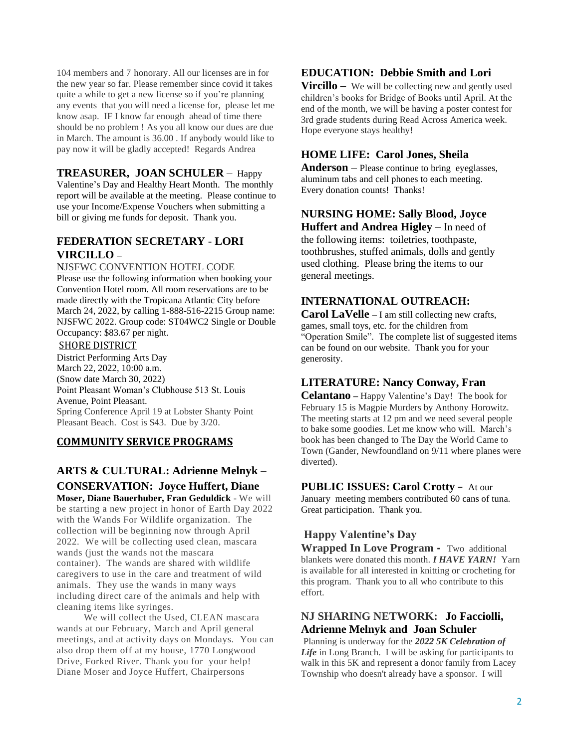104 members and 7 honorary. All our licenses are in for the new year so far. Please remember since covid it takes quite a while to get a new license so if you're planning any events that you will need a license for, please let me know asap. IF I know far enough ahead of time there should be no problem ! As you all know our dues are due in March. The amount is 36.00 . If anybody would like to pay now it will be gladly accepted! Regards Andrea

**TREASURER, JOAN SCHULER** – Happy Valentine's Day and Healthy Heart Month. The monthly report will be available at the meeting. Please continue to use your Income/Expense Vouchers when submitting a bill or giving me funds for deposit. Thank you.

**FEDERATION SECRETARY - LORI VIRCILLO** –

NJSFWC CONVENTION HOTEL CODE

Please use the following information when booking your Convention Hotel room. All room reservations are to be made directly with the Tropicana Atlantic City before March 24, 2022, by calling 1-888-516-2215 Group name: NJSFWC 2022. Group code: ST04WC2 Single or Double Occupancy: $83.67 per night.

SHORE DISTRICT

District Performing Arts Day
March 22, 2022, 10:00 a.m.
(Snow date March 30, 2022)
Point Pleasant Woman's Clubhouse 513 St. Louis Avenue, Point Pleasant.
Spring Conference April 19 at Lobster Shanty Point Pleasant Beach. Cost is $43. Due by 3/20.

## COMMUNITY SERVICE PROGRAMS

**ARTS & CULTURAL: Adrienne Melnyk** –

**CONSERVATION: Joyce Huffert, Diane Moser, Diane Bauerhuber, Fran Geduldick** - We will be starting a new project in honor of Earth Day 2022 with the Wands For Wildlife organization. The collection will be beginning now through April 2022. We will be collecting used clean, mascara wands (just the wands not the mascara container). The wands are shared with wildlife caregivers to use in the care and treatment of wild animals. They use the wands in many ways including direct care of the animals and help with cleaning items like syringes.

We will collect the Used, CLEAN mascara wands at our February, March and April general meetings, and at activity days on Mondays. You can also drop them off at my house, 1770 Longwood Drive, Forked River. Thank you for your help! Diane Moser and Joyce Huffert, Chairpersons

**EDUCATION: Debbie Smith and Lori Vircillo** – We will be collecting new and gently used children's books for Bridge of Books until April. At the end of the month, we will be having a poster contest for 3rd grade students during Read Across America week. Hope everyone stays healthy!

**HOME LIFE: Carol Jones, Sheila Anderson** – Please continue to bring eyeglasses, aluminum tabs and cell phones to each meeting. Every donation counts! Thanks!

**NURSING HOME: Sally Blood, Joyce Huffert and Andrea Higley** – In need of the following items: toiletries, toothpaste, toothbrushes, stuffed animals, dolls and gently used clothing. Please bring the items to our general meetings.

**INTERNATIONAL OUTREACH: Carol LaVelle** – I am still collecting new crafts, games, small toys, etc. for the children from "Operation Smile". The complete list of suggested items can be found on our website. Thank you for your generosity.

**LITERATURE: Nancy Conway, Fran Celantano** – Happy Valentine's Day! The book for February 15 is Magpie Murders by Anthony Horowitz. The meeting starts at 12 pm and we need several people to bake some goodies. Let me know who will. March's book has been changed to The Day the World Came to Town (Gander, Newfoundland on 9/11 where planes were diverted).

**PUBLIC ISSUES: Carol Crotty** – At our January meeting members contributed 60 cans of tuna. Great participation. Thank you.

**Happy Valentine's Day**

**Wrapped In Love Program -** Two additional blankets were donated this month. ***I HAVE YARN!*** Yarn is available for all interested in knitting or crocheting for this program. Thank you to all who contribute to this effort.

**NJ SHARING NETWORK: Jo Facciolli, Adrienne Melnyk and Joan Schuler**

Planning is underway for the ***2022 5K Celebration of Life*** in Long Branch. I will be asking for participants to walk in this 5K and represent a donor family from Lacey Township who doesn't already have a sponsor. I will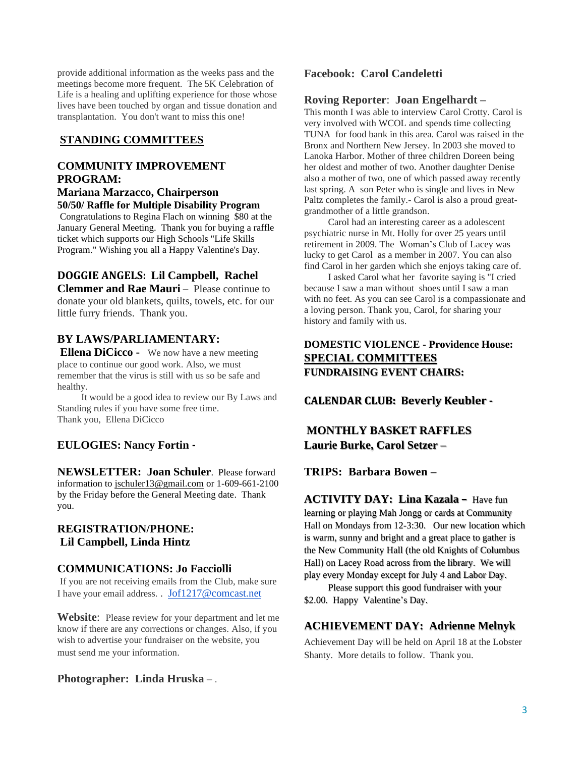provide additional information as the weeks pass and the meetings become more frequent. The 5K Celebration of Life is a healing and uplifting experience for those whose lives have been touched by organ and tissue donation and transplantation. You don't want to miss this one!

## STANDING COMMITTEES

### COMMUNITY IMPROVEMENT PROGRAM:

**Mariana Marzacco, Chairperson**

**50/50/ Raffle for Multiple Disability Program**

Congratulations to Regina Flach on winning $80 at the January General Meeting. Thank you for buying a raffle ticket which supports our High Schools "Life Skills Program." Wishing you all a Happy Valentine's Day.

**DOGGIE ANGELS: Lil Campbell, Rachel Clemmer and Rae Mauri –** Please continue to donate your old blankets, quilts, towels, etc. for our little furry friends. Thank you.

**BY LAWS/PARLIAMENTARY:**

**Ellena DiCicco -** We now have a new meeting place to continue our good work. Also, we must remember that the virus is still with us so be safe and healthy.

It would be a good idea to review our By Laws and Standing rules if you have some free time.
Thank you, Ellena DiCicco

**EULOGIES: Nancy Fortin -**

**NEWSLETTER: Joan Schuler**. Please forward information to jschuler13@gmail.com or 1-609-661-2100 by the Friday before the General Meeting date. Thank you.

**REGISTRATION/PHONE:**
**Lil Campbell, Linda Hintz**

**COMMUNICATIONS: Jo Facciolli**

If you are not receiving emails from the Club, make sure I have your email address. . Jof1217@comcast.net

**Website**: Please review for your department and let me know if there are any corrections or changes. Also, if you wish to advertise your fundraiser on the website, you must send me your information.

**Photographer: Linda Hruska** – .

**Facebook: Carol Candeletti**

**Roving Reporter**: **Joan Engelhardt –**

This month I was able to interview Carol Crotty. Carol is very involved with WCOL and spends time collecting TUNA for food bank in this area. Carol was raised in the Bronx and Northern New Jersey. In 2003 she moved to Lanoka Harbor. Mother of three children Doreen being her oldest and mother of two. Another daughter Denise also a mother of two, one of which passed away recently last spring. A son Peter who is single and lives in New Paltz completes the family.- Carol is also a proud great-grandmother of a little grandson.

Carol had an interesting career as a adolescent psychiatric nurse in Mt. Holly for over 25 years until retirement in 2009. The Woman's Club of Lacey was lucky to get Carol as a member in 2007. You can also find Carol in her garden which she enjoys taking care of.

I asked Carol what her favorite saying is "I cried because I saw a man without shoes until I saw a man with no feet. As you can see Carol is a compassionate and a loving person. Thank you, Carol, for sharing your history and family with us.

**DOMESTIC VIOLENCE - Providence House:**

## SPECIAL COMMITTEES

**FUNDRAISING EVENT CHAIRS:**

**CALENDAR CLUB: Beverly Keubler -**

**MONTHLY BASKET RAFFLES**
**Laurie Burke, Carol Setzer –**

**TRIPS: Barbara Bowen –**

**ACTIVITY DAY: Lina Kazala –** Have fun learning or playing Mah Jongg or cards at Community Hall on Mondays from 12-3:30. Our new location which is warm, sunny and bright and a great place to gather is the New Community Hall (the old Knights of Columbus Hall) on Lacey Road across from the library. We will play every Monday except for July 4 and Labor Day.

Please support this good fundraiser with your $2.00. Happy Valentine's Day.

**ACHIEVEMENT DAY: Adrienne Melnyk**

Achievement Day will be held on April 18 at the Lobster Shanty. More details to follow. Thank you.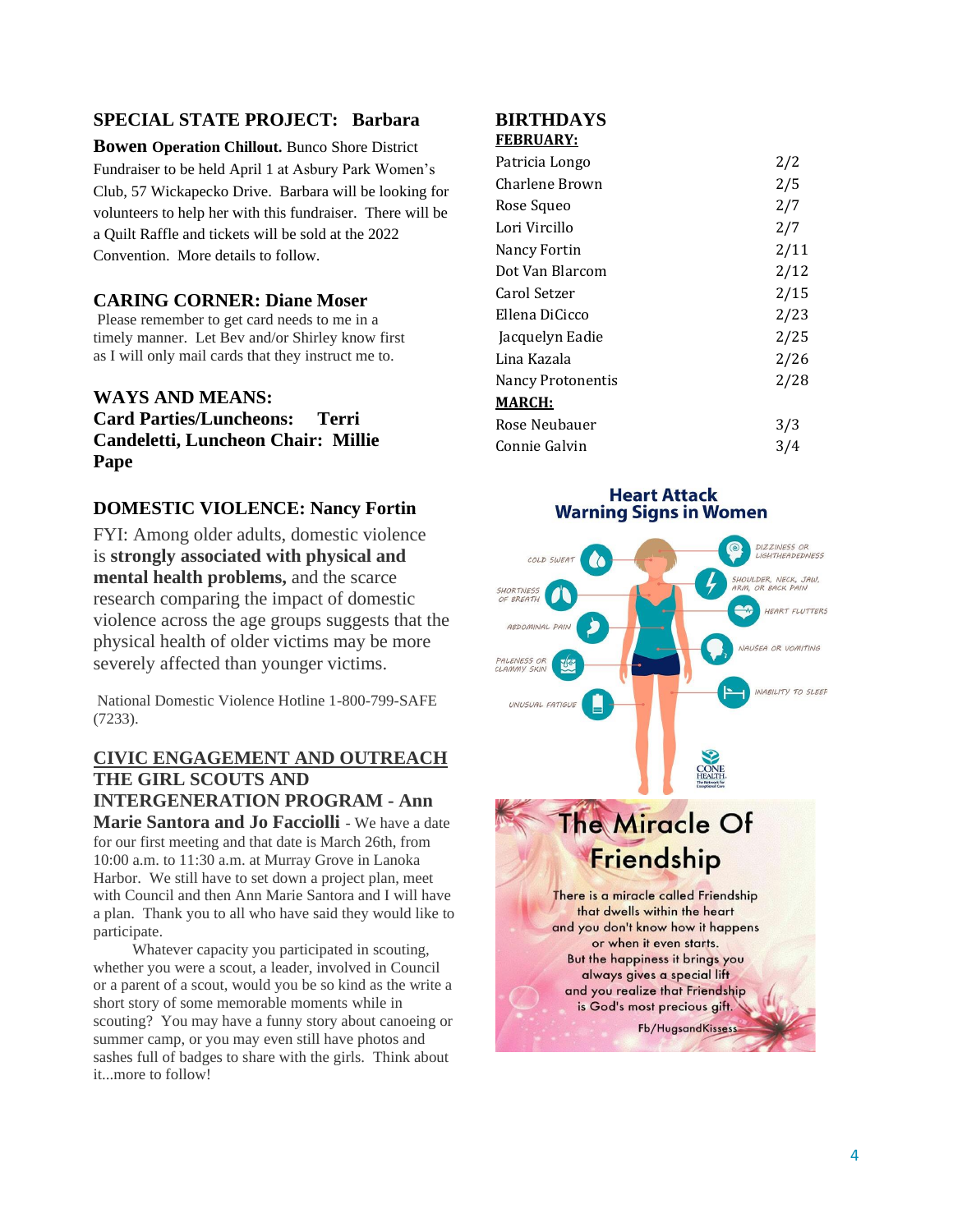**SPECIAL STATE PROJECT: Barbara Bowen Operation Chillout.** Bunco Shore District Fundraiser to be held April 1 at Asbury Park Women's Club, 57 Wickapecko Drive. Barbara will be looking for volunteers to help her with this fundraiser. There will be a Quilt Raffle and tickets will be sold at the 2022 Convention. More details to follow.

**CARING CORNER: Diane Moser**

Please remember to get card needs to me in a timely manner. Let Bev and/or Shirley know first as I will only mail cards that they instruct me to.

**WAYS AND MEANS:**
**Card Parties/Luncheons: Terri Candeletti, Luncheon Chair: Millie Pape**

**DOMESTIC VIOLENCE: Nancy Fortin**

FYI: Among older adults, domestic violence is **strongly associated with physical and mental health problems,** and the scarce research comparing the impact of domestic violence across the age groups suggests that the physical health of older victims may be more severely affected than younger victims.

National Domestic Violence Hotline 1-800-799-SAFE (7233).

**CIVIC ENGAGEMENT AND OUTREACH**
**THE GIRL SCOUTS AND INTERGENERATION PROGRAM - Ann Marie Santora and Jo Facciolli** - We have a date for our first meeting and that date is March 26th, from 10:00 a.m. to 11:30 a.m. at Murray Grove in Lanoka Harbor. We still have to set down a project plan, meet with Council and then Ann Marie Santora and I will have a plan. Thank you to all who have said they would like to participate.

Whatever capacity you participated in scouting, whether you were a scout, a leader, involved in Council or a parent of a scout, would you be so kind as the write a short story of some memorable moments while in scouting? You may have a funny story about canoeing or summer camp, or you may even still have photos and sashes full of badges to share with the girls. Think about it...more to follow!

**BIRTHDAYS**

| | |
|---|---|
| **FEBRUARY:** | |
| Patricia Longo | 2/2 |
| Charlene Brown | 2/5 |
| Rose Squeo | 2/7 |
| Lori Vircillo | 2/7 |
| Nancy Fortin | 2/11 |
| Dot Van Blarcom | 2/12 |
| Carol Setzer | 2/15 |
| Ellena DiCicco | 2/23 |
| Jacquelyn Eadie | 2/25 |
| Lina Kazala | 2/26 |
| Nancy Protonentis | 2/28 |
| **MARCH:** | |
| Rose Neubauer | 3/3 |
| Connie Galvin | 3/4 |

Heart Attack Warning Signs in Women

COLD SWEAT
SHORTNESS OF BREATH
ABDOMINAL PAIN
PALENESS OR CLAMMY SKIN
UNUSUAL FATIGUE
DIZZINESS OR LIGHTHEADEDNESS
SHOULDER, NECK, JAW, ARM, OR BACK PAIN
HEART FLUTTERS
NAUSEA OR VOMITING
INABILITY TO SLEEP
CONE HEALTH

The Miracle Of Friendship

There is a miracle called Friendship
that dwells within the heart
and you don't know how it happens
or when it even starts.
But the happiness it brings you
always gives a special lift
and you realize that Friendship
is God's most precious gift.

Fb/HugsandKisses